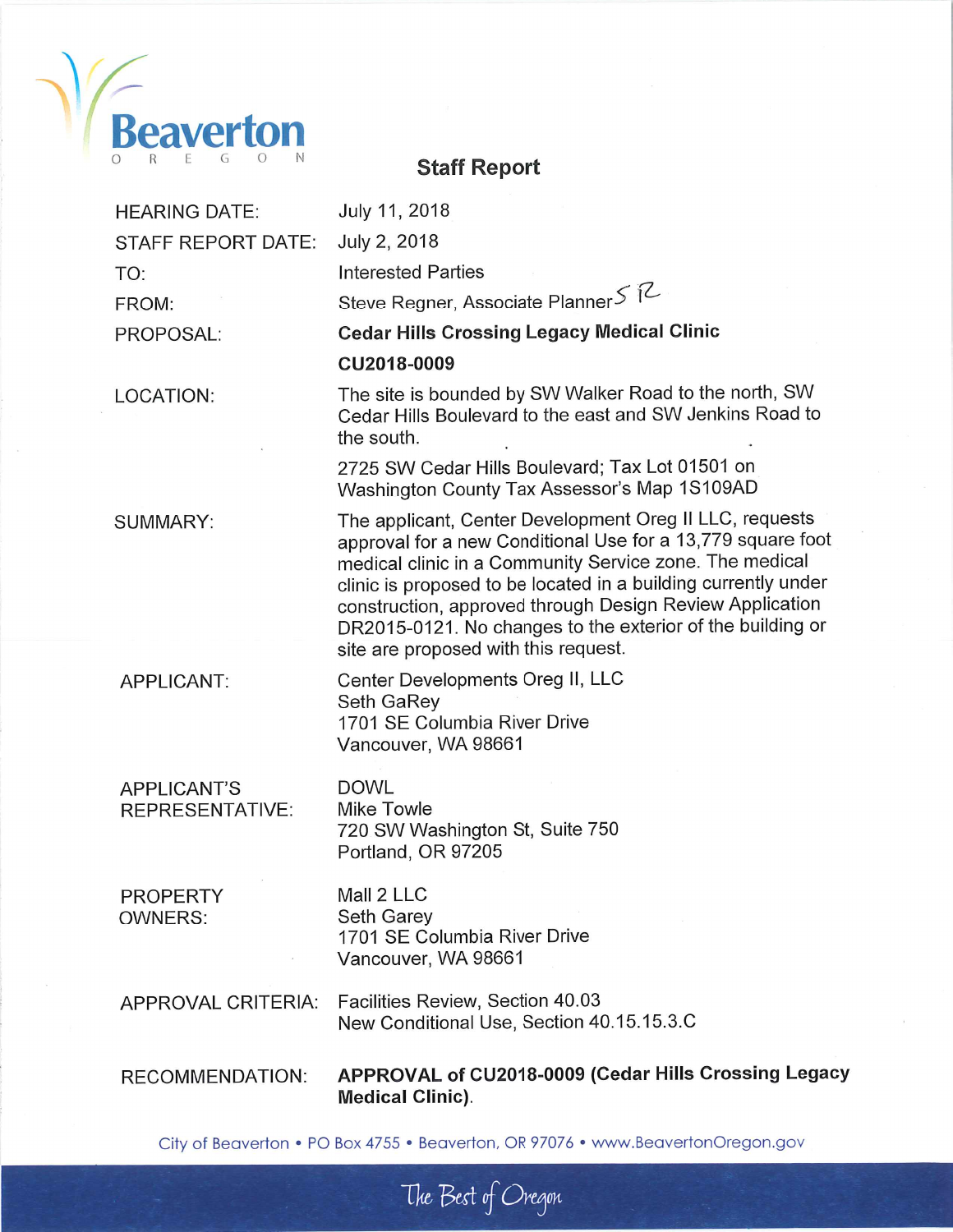Beaverton
OREGON

# Staff Report

| | |
|---|---|
| HEARING DATE: | July 11, 2018 |
| STAFF REPORT DATE: | July 2, 2018 |
| TO: | Interested Parties |
| FROM: | Steve Regner, Associate Planner SR |
| PROPOSAL: | **Cedar Hills Crossing Legacy Medical Clinic**<br>**CU2018-0009** |
| LOCATION: | The site is bounded by SW Walker Road to the north, SW Cedar Hills Boulevard to the east and SW Jenkins Road to the south.<br><br>2725 SW Cedar Hills Boulevard; Tax Lot 01501 on Washington County Tax Assessor's Map 1S109AD |
| SUMMARY: | The applicant, Center Development Oreg II LLC, requests approval for a new Conditional Use for a 13,779 square foot medical clinic in a Community Service zone. The medical clinic is proposed to be located in a building currently under construction, approved through Design Review Application DR2015-0121. No changes to the exterior of the building or site are proposed with this request. |
| APPLICANT: | Center Developments Oreg II, LLC<br>Seth GaRey<br>1701 SE Columbia River Drive<br>Vancouver, WA 98661 |
| APPLICANT'S REPRESENTATIVE: | DOWL<br>Mike Towle<br>720 SW Washington St, Suite 750<br>Portland, OR 97205 |
| PROPERTY OWNERS: | Mall 2 LLC<br>Seth Garey<br>1701 SE Columbia River Drive<br>Vancouver, WA 98661 |
| APPROVAL CRITERIA: | Facilities Review, Section 40.03<br>New Conditional Use, Section 40.15.15.3.C |
| RECOMMENDATION: | **APPROVAL of CU2018-0009 (Cedar Hills Crossing Legacy Medical Clinic).** |

City of Beaverton • PO Box 4755 • Beaverton, OR 97076 • www.BeavertonOregon.gov

The Best of Oregon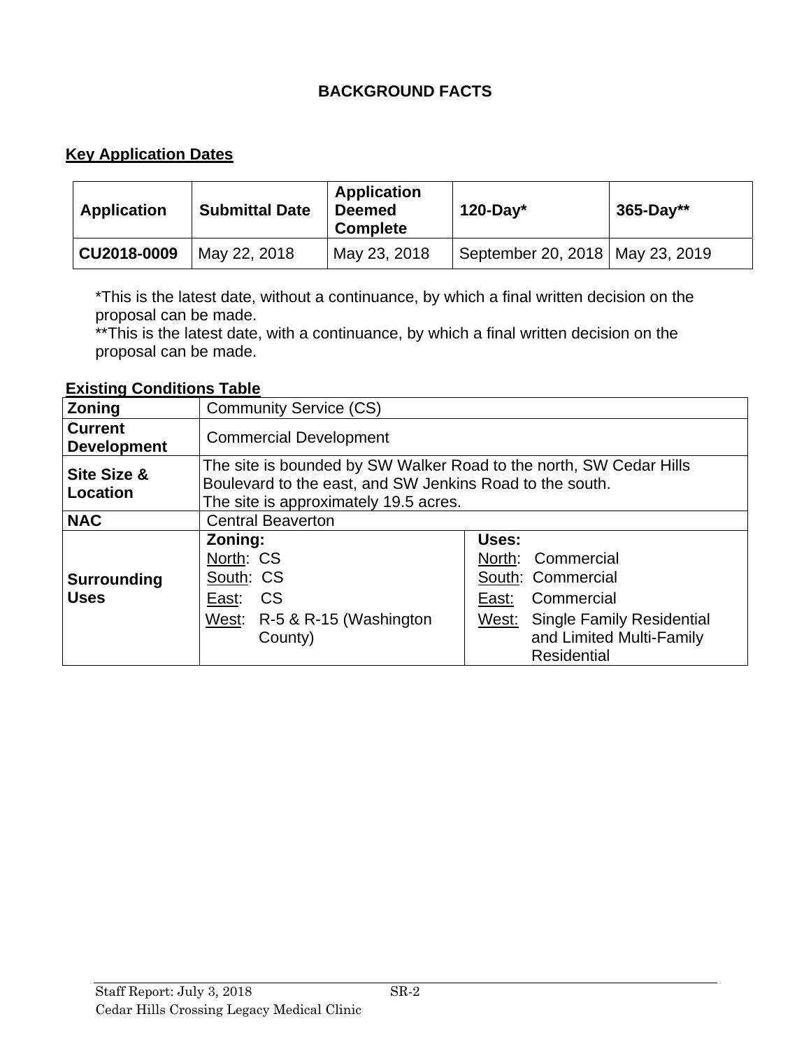# BACKGROUND FACTS

## Key Application Dates

| Application | Submittal Date | Application Deemed Complete | 120-Day* | 365-Day** |
|---|---|---|---|---|
| **CU2018-0009** | May 22, 2018 | May 23, 2018 | September 20, 2018 | May 23, 2019 |

*This is the latest date, without a continuance, by which a final written decision on the proposal can be made.
**This is the latest date, with a continuance, by which a final written decision on the proposal can be made.

## Existing Conditions Table

| | | |
|---|---|---|
| **Zoning** | Community Service (CS) | |
| **Current Development** | Commercial Development | |
| **Site Size & Location** | The site is bounded by SW Walker Road to the north, SW Cedar Hills Boulevard to the east, and SW Jenkins Road to the south. The site is approximately 19.5 acres. | |
| **NAC** | Central Beaverton | |
| **Surrounding Uses** | **Zoning:**<br>North: CS<br>South: CS<br>East: CS<br>West: R-5 & R-15 (Washington County) | **Uses:**<br>North: Commercial<br>South: Commercial<br>East: Commercial<br>West: Single Family Residential and Limited Multi-Family Residential |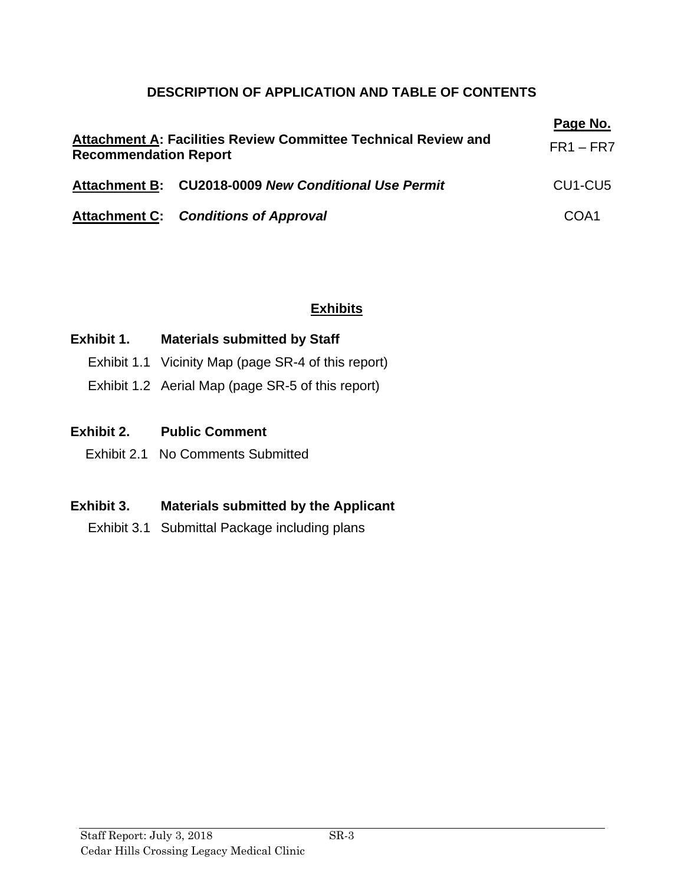## DESCRIPTION OF APPLICATION AND TABLE OF CONTENTS

| | Page No. |
|---|---|
| **Attachment A: Facilities Review Committee Technical Review and Recommendation Report** | FR1 – FR7 |
| **Attachment B: CU2018-0009 *New Conditional Use Permit*** | CU1-CU5 |
| **Attachment C: *Conditions of Approval*** | COA1 |

## Exhibits

**Exhibit 1. Materials submitted by Staff**

- Exhibit 1.1 Vicinity Map (page SR-4 of this report)
- Exhibit 1.2 Aerial Map (page SR-5 of this report)

**Exhibit 2. Public Comment**

- Exhibit 2.1 No Comments Submitted

**Exhibit 3. Materials submitted by the Applicant**

- Exhibit 3.1 Submittal Package including plans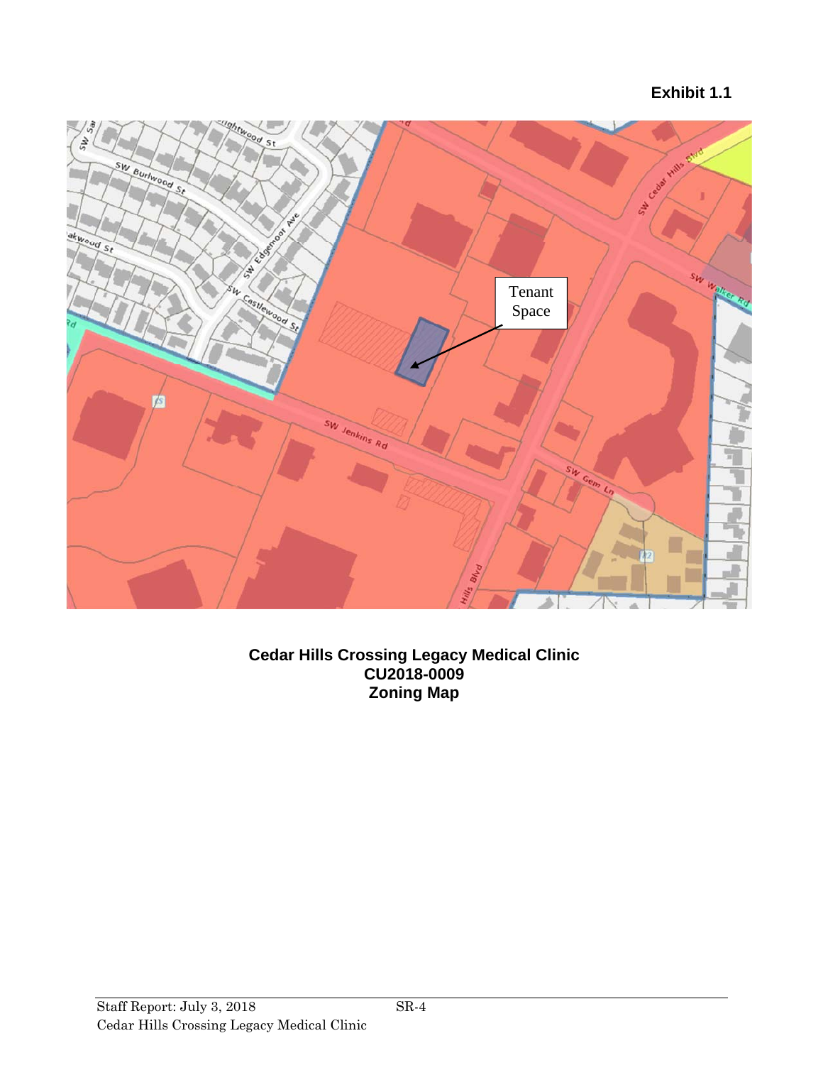**Exhibit 1.1**

Tenant Space

**Cedar Hills Crossing Legacy Medical Clinic**
**CU2018-0009**
**Zoning Map**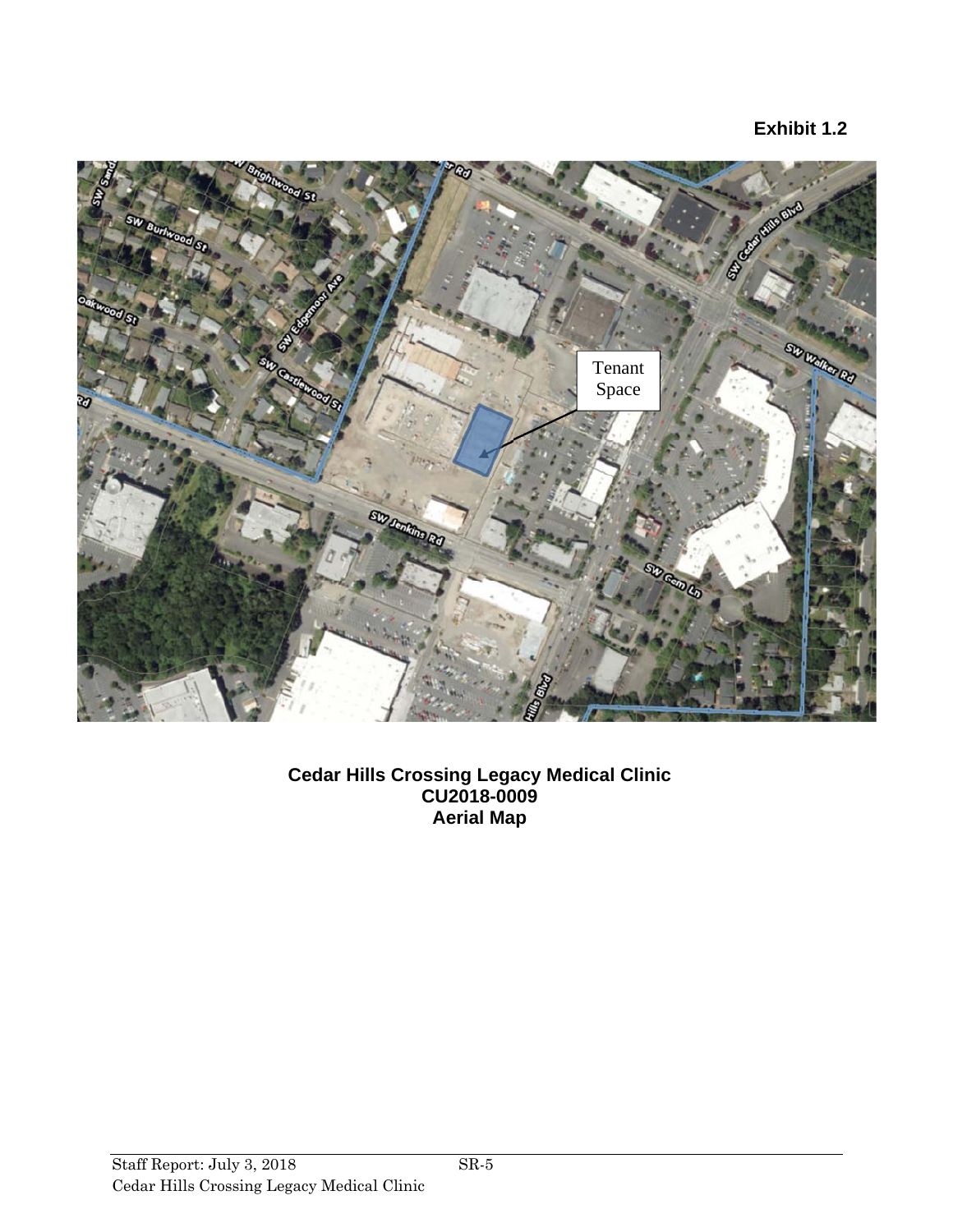**Exhibit 1.2**

**Cedar Hills Crossing Legacy Medical Clinic**
**CU2018-0009**
**Aerial Map**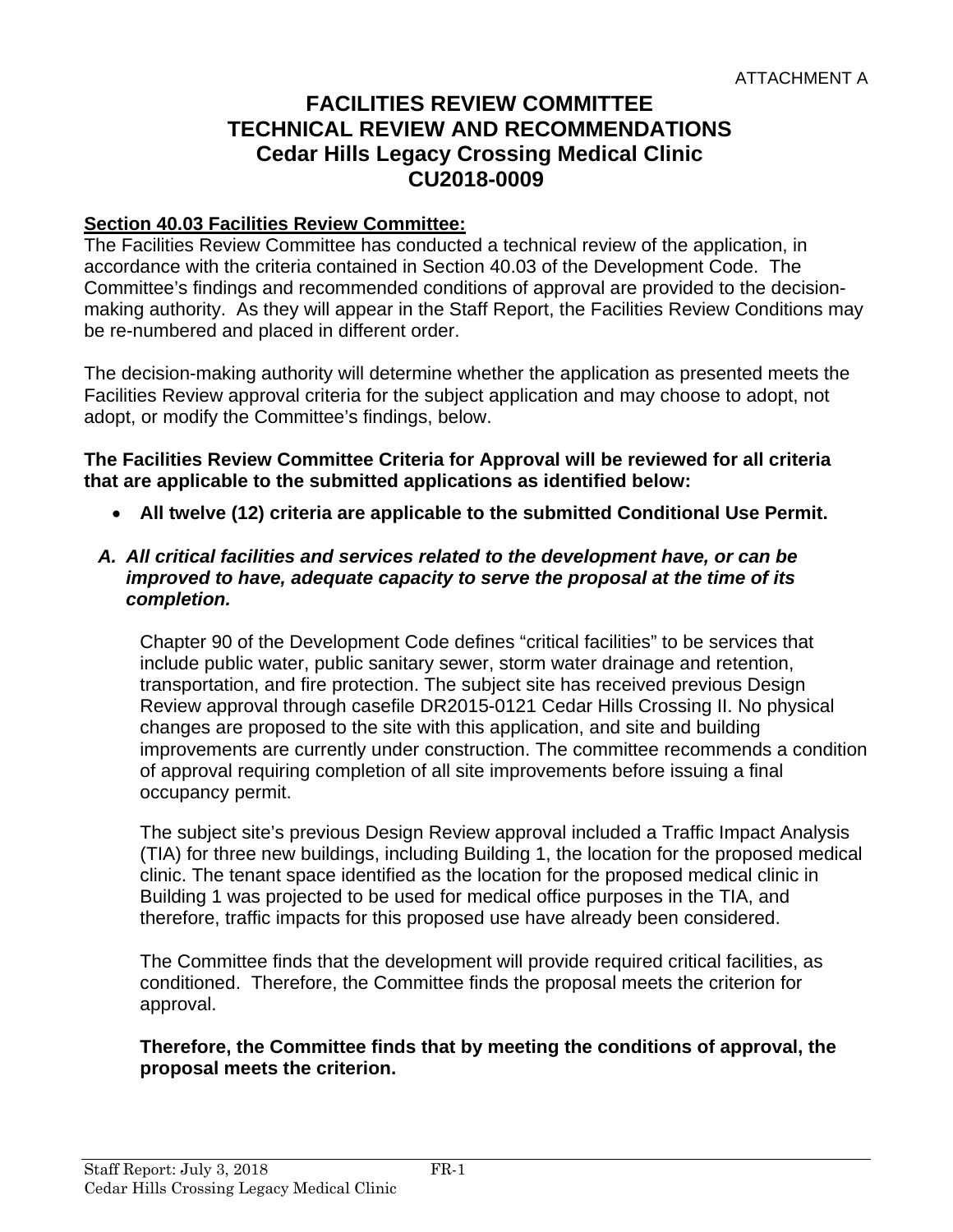ATTACHMENT A

# FACILITIES REVIEW COMMITTEE
# TECHNICAL REVIEW AND RECOMMENDATIONS
# Cedar Hills Legacy Crossing Medical Clinic
# CU2018-0009

**Section 40.03 Facilities Review Committee:**

The Facilities Review Committee has conducted a technical review of the application, in accordance with the criteria contained in Section 40.03 of the Development Code. The Committee's findings and recommended conditions of approval are provided to the decision-making authority. As they will appear in the Staff Report, the Facilities Review Conditions may be re-numbered and placed in different order.

The decision-making authority will determine whether the application as presented meets the Facilities Review approval criteria for the subject application and may choose to adopt, not adopt, or modify the Committee's findings, below.

**The Facilities Review Committee Criteria for Approval will be reviewed for all criteria that are applicable to the submitted applications as identified below:**

- **All twelve (12) criteria are applicable to the submitted Conditional Use Permit.**

**A. *All critical facilities and services related to the development have, or can be improved to have, adequate capacity to serve the proposal at the time of its completion.***

Chapter 90 of the Development Code defines "critical facilities" to be services that include public water, public sanitary sewer, storm water drainage and retention, transportation, and fire protection. The subject site has received previous Design Review approval through casefile DR2015-0121 Cedar Hills Crossing II. No physical changes are proposed to the site with this application, and site and building improvements are currently under construction. The committee recommends a condition of approval requiring completion of all site improvements before issuing a final occupancy permit.

The subject site's previous Design Review approval included a Traffic Impact Analysis (TIA) for three new buildings, including Building 1, the location for the proposed medical clinic. The tenant space identified as the location for the proposed medical clinic in Building 1 was projected to be used for medical office purposes in the TIA, and therefore, traffic impacts for this proposed use have already been considered.

The Committee finds that the development will provide required critical facilities, as conditioned. Therefore, the Committee finds the proposal meets the criterion for approval.

**Therefore, the Committee finds that by meeting the conditions of approval, the proposal meets the criterion.**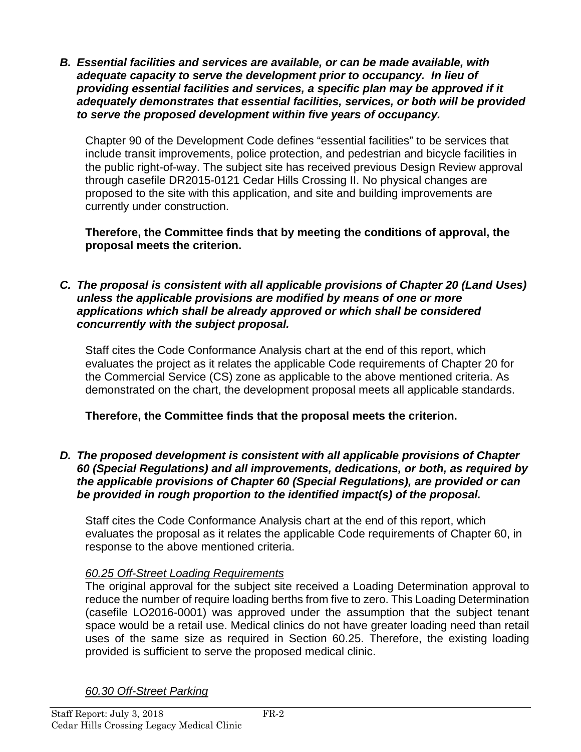**_B. Essential facilities and services are available, or can be made available, with adequate capacity to serve the development prior to occupancy. In lieu of providing essential facilities and services, a specific plan may be approved if it adequately demonstrates that essential facilities, services, or both will be provided to serve the proposed development within five years of occupancy._**

Chapter 90 of the Development Code defines "essential facilities" to be services that include transit improvements, police protection, and pedestrian and bicycle facilities in the public right-of-way. The subject site has received previous Design Review approval through casefile DR2015-0121 Cedar Hills Crossing II. No physical changes are proposed to the site with this application, and site and building improvements are currently under construction.

**Therefore, the Committee finds that by meeting the conditions of approval, the proposal meets the criterion.**

**_C. The proposal is consistent with all applicable provisions of Chapter 20 (Land Uses) unless the applicable provisions are modified by means of one or more applications which shall be already approved or which shall be considered concurrently with the subject proposal._**

Staff cites the Code Conformance Analysis chart at the end of this report, which evaluates the project as it relates the applicable Code requirements of Chapter 20 for the Commercial Service (CS) zone as applicable to the above mentioned criteria. As demonstrated on the chart, the development proposal meets all applicable standards.

**Therefore, the Committee finds that the proposal meets the criterion.**

**_D. The proposed development is consistent with all applicable provisions of Chapter 60 (Special Regulations) and all improvements, dedications, or both, as required by the applicable provisions of Chapter 60 (Special Regulations), are provided or can be provided in rough proportion to the identified impact(s) of the proposal._**

Staff cites the Code Conformance Analysis chart at the end of this report, which evaluates the proposal as it relates the applicable Code requirements of Chapter 60, in response to the above mentioned criteria.

*60.25 Off-Street Loading Requirements*

The original approval for the subject site received a Loading Determination approval to reduce the number of require loading berths from five to zero. This Loading Determination (casefile LO2016-0001) was approved under the assumption that the subject tenant space would be a retail use. Medical clinics do not have greater loading need than retail uses of the same size as required in Section 60.25. Therefore, the existing loading provided is sufficient to serve the proposed medical clinic.

*60.30 Off-Street Parking*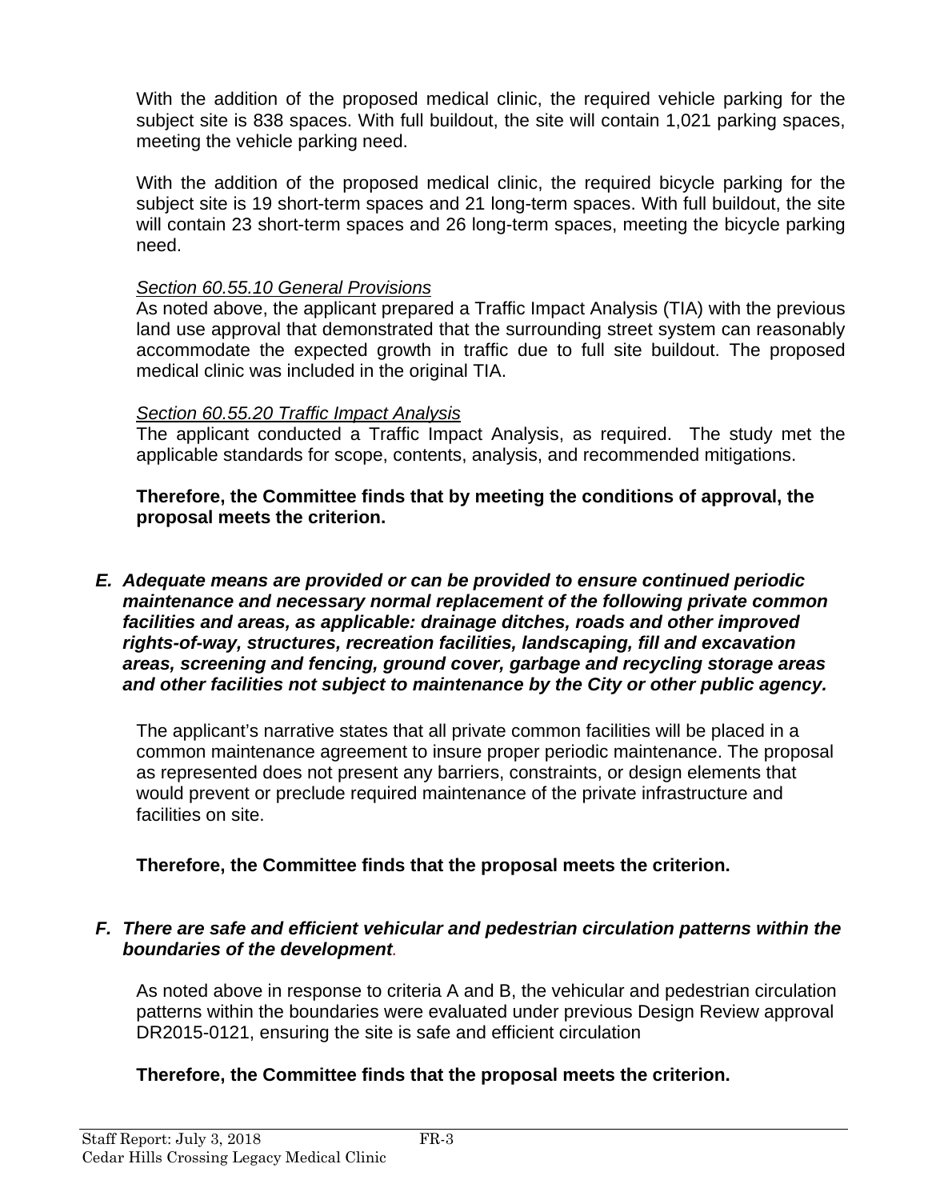With the addition of the proposed medical clinic, the required vehicle parking for the subject site is 838 spaces. With full buildout, the site will contain 1,021 parking spaces, meeting the vehicle parking need.

With the addition of the proposed medical clinic, the required bicycle parking for the subject site is 19 short-term spaces and 21 long-term spaces. With full buildout, the site will contain 23 short-term spaces and 26 long-term spaces, meeting the bicycle parking need.

*Section 60.55.10 General Provisions*
As noted above, the applicant prepared a Traffic Impact Analysis (TIA) with the previous land use approval that demonstrated that the surrounding street system can reasonably accommodate the expected growth in traffic due to full site buildout. The proposed medical clinic was included in the original TIA.

*Section 60.55.20 Traffic Impact Analysis*
The applicant conducted a Traffic Impact Analysis, as required. The study met the applicable standards for scope, contents, analysis, and recommended mitigations.

**Therefore, the Committee finds that by meeting the conditions of approval, the proposal meets the criterion.**

***E. Adequate means are provided or can be provided to ensure continued periodic maintenance and necessary normal replacement of the following private common facilities and areas, as applicable: drainage ditches, roads and other improved rights-of-way, structures, recreation facilities, landscaping, fill and excavation areas, screening and fencing, ground cover, garbage and recycling storage areas and other facilities not subject to maintenance by the City or other public agency.***

The applicant's narrative states that all private common facilities will be placed in a common maintenance agreement to insure proper periodic maintenance. The proposal as represented does not present any barriers, constraints, or design elements that would prevent or preclude required maintenance of the private infrastructure and facilities on site.

**Therefore, the Committee finds that the proposal meets the criterion.**

***F. There are safe and efficient vehicular and pedestrian circulation patterns within the boundaries of the development.***

As noted above in response to criteria A and B, the vehicular and pedestrian circulation patterns within the boundaries were evaluated under previous Design Review approval DR2015-0121, ensuring the site is safe and efficient circulation

**Therefore, the Committee finds that the proposal meets the criterion.**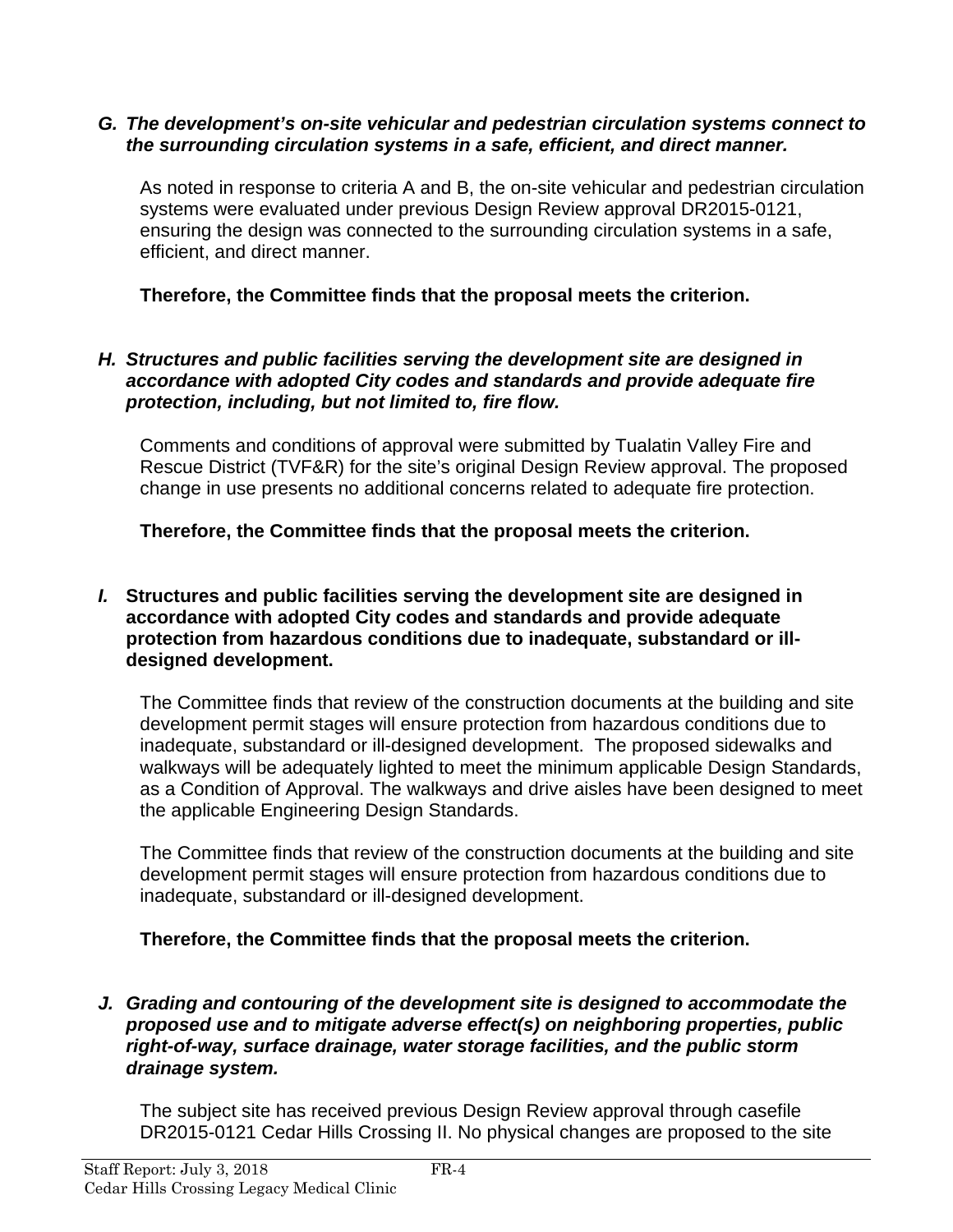***G. The development's on-site vehicular and pedestrian circulation systems connect to the surrounding circulation systems in a safe, efficient, and direct manner.***

As noted in response to criteria A and B, the on-site vehicular and pedestrian circulation systems were evaluated under previous Design Review approval DR2015-0121, ensuring the design was connected to the surrounding circulation systems in a safe, efficient, and direct manner.

**Therefore, the Committee finds that the proposal meets the criterion.**

***H. Structures and public facilities serving the development site are designed in accordance with adopted City codes and standards and provide adequate fire protection, including, but not limited to, fire flow.***

Comments and conditions of approval were submitted by Tualatin Valley Fire and Rescue District (TVF&R) for the site's original Design Review approval. The proposed change in use presents no additional concerns related to adequate fire protection.

**Therefore, the Committee finds that the proposal meets the criterion.**

***I.*** **Structures and public facilities serving the development site are designed in accordance with adopted City codes and standards and provide adequate protection from hazardous conditions due to inadequate, substandard or ill-designed development.**

The Committee finds that review of the construction documents at the building and site development permit stages will ensure protection from hazardous conditions due to inadequate, substandard or ill-designed development. The proposed sidewalks and walkways will be adequately lighted to meet the minimum applicable Design Standards, as a Condition of Approval. The walkways and drive aisles have been designed to meet the applicable Engineering Design Standards.

The Committee finds that review of the construction documents at the building and site development permit stages will ensure protection from hazardous conditions due to inadequate, substandard or ill-designed development.

**Therefore, the Committee finds that the proposal meets the criterion.**

***J. Grading and contouring of the development site is designed to accommodate the proposed use and to mitigate adverse effect(s) on neighboring properties, public right-of-way, surface drainage, water storage facilities, and the public storm drainage system.***

The subject site has received previous Design Review approval through casefile DR2015-0121 Cedar Hills Crossing II. No physical changes are proposed to the site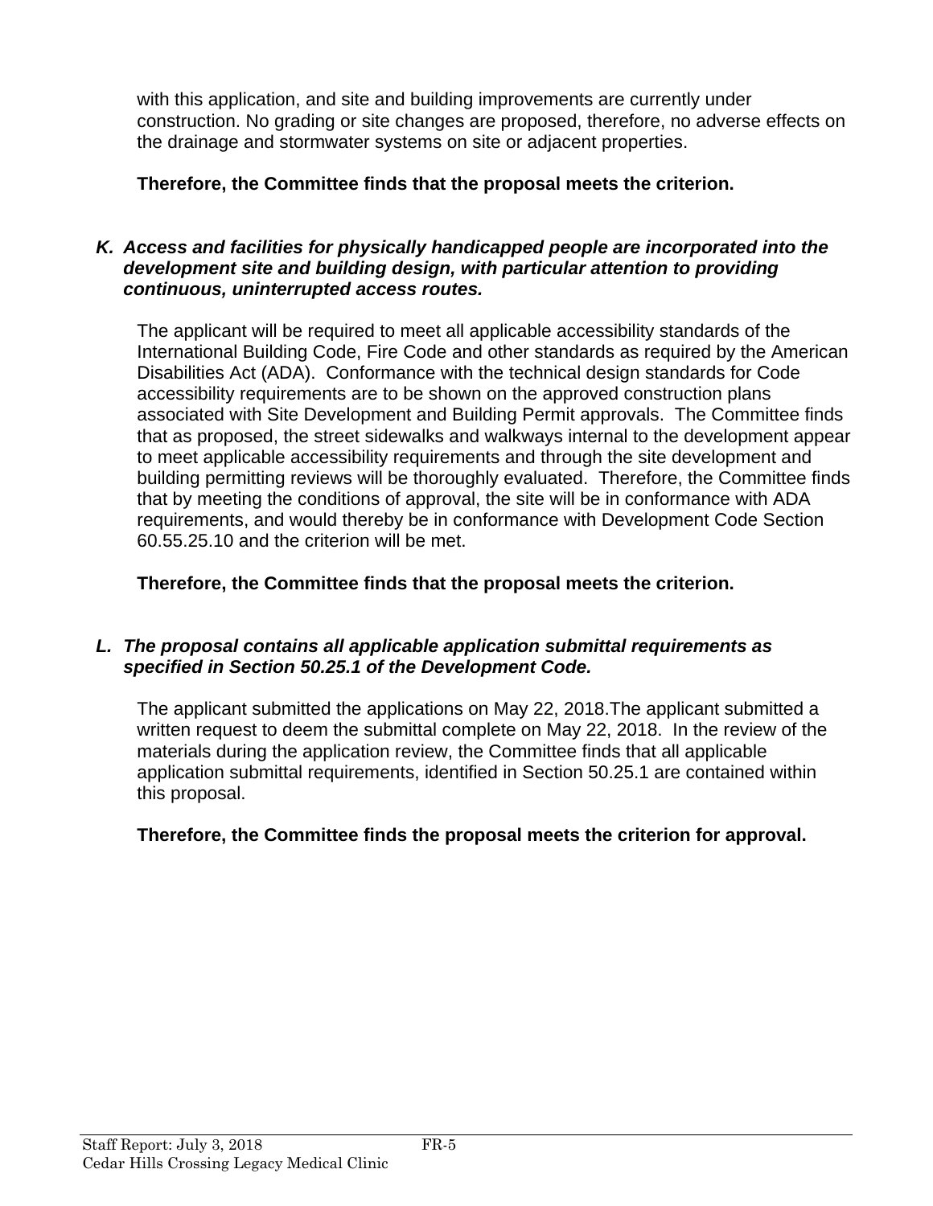with this application, and site and building improvements are currently under construction. No grading or site changes are proposed, therefore, no adverse effects on the drainage and stormwater systems on site or adjacent properties.

**Therefore, the Committee finds that the proposal meets the criterion.**

***K. Access and facilities for physically handicapped people are incorporated into the development site and building design, with particular attention to providing continuous, uninterrupted access routes.***

The applicant will be required to meet all applicable accessibility standards of the International Building Code, Fire Code and other standards as required by the American Disabilities Act (ADA). Conformance with the technical design standards for Code accessibility requirements are to be shown on the approved construction plans associated with Site Development and Building Permit approvals. The Committee finds that as proposed, the street sidewalks and walkways internal to the development appear to meet applicable accessibility requirements and through the site development and building permitting reviews will be thoroughly evaluated. Therefore, the Committee finds that by meeting the conditions of approval, the site will be in conformance with ADA requirements, and would thereby be in conformance with Development Code Section 60.55.25.10 and the criterion will be met.

**Therefore, the Committee finds that the proposal meets the criterion.**

***L. The proposal contains all applicable application submittal requirements as specified in Section 50.25.1 of the Development Code.***

The applicant submitted the applications on May 22, 2018.The applicant submitted a written request to deem the submittal complete on May 22, 2018. In the review of the materials during the application review, the Committee finds that all applicable application submittal requirements, identified in Section 50.25.1 are contained within this proposal.

**Therefore, the Committee finds the proposal meets the criterion for approval.**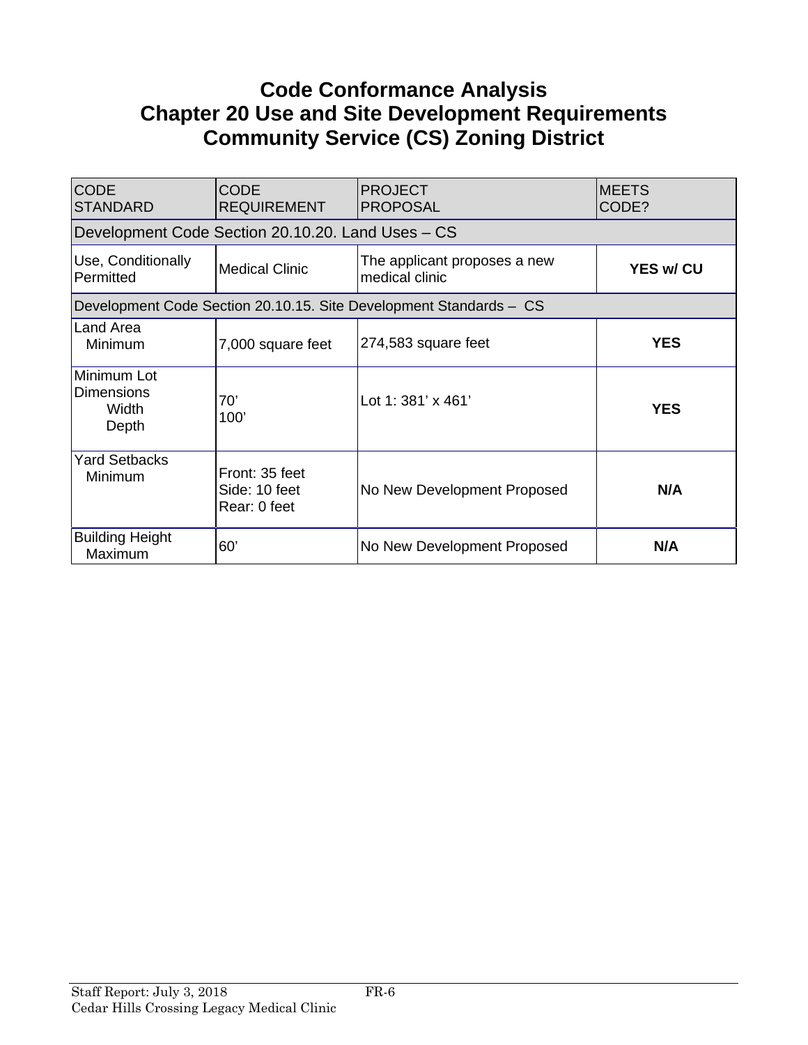# Code Conformance Analysis
# Chapter 20 Use and Site Development Requirements
# Community Service (CS) Zoning District

| CODE STANDARD | CODE REQUIREMENT | PROJECT PROPOSAL | MEETS CODE? |
|---|---|---|---|
| Development Code Section 20.10.20. Land Uses – CS | | | |
| Use, Conditionally Permitted | Medical Clinic | The applicant proposes a new medical clinic | **YES w/ CU** |
| Development Code Section 20.10.15. Site Development Standards – CS | | | |
| Land Area<br>Minimum | 7,000 square feet | 274,583 square feet | **YES** |
| Minimum Lot Dimensions<br>Width<br>Depth | 70'<br>100' | Lot 1: 381' x 461' | **YES** |
| Yard Setbacks<br>Minimum | Front: 35 feet<br>Side: 10 feet<br>Rear: 0 feet | No New Development Proposed | **N/A** |
| Building Height<br>Maximum | 60' | No New Development Proposed | **N/A** |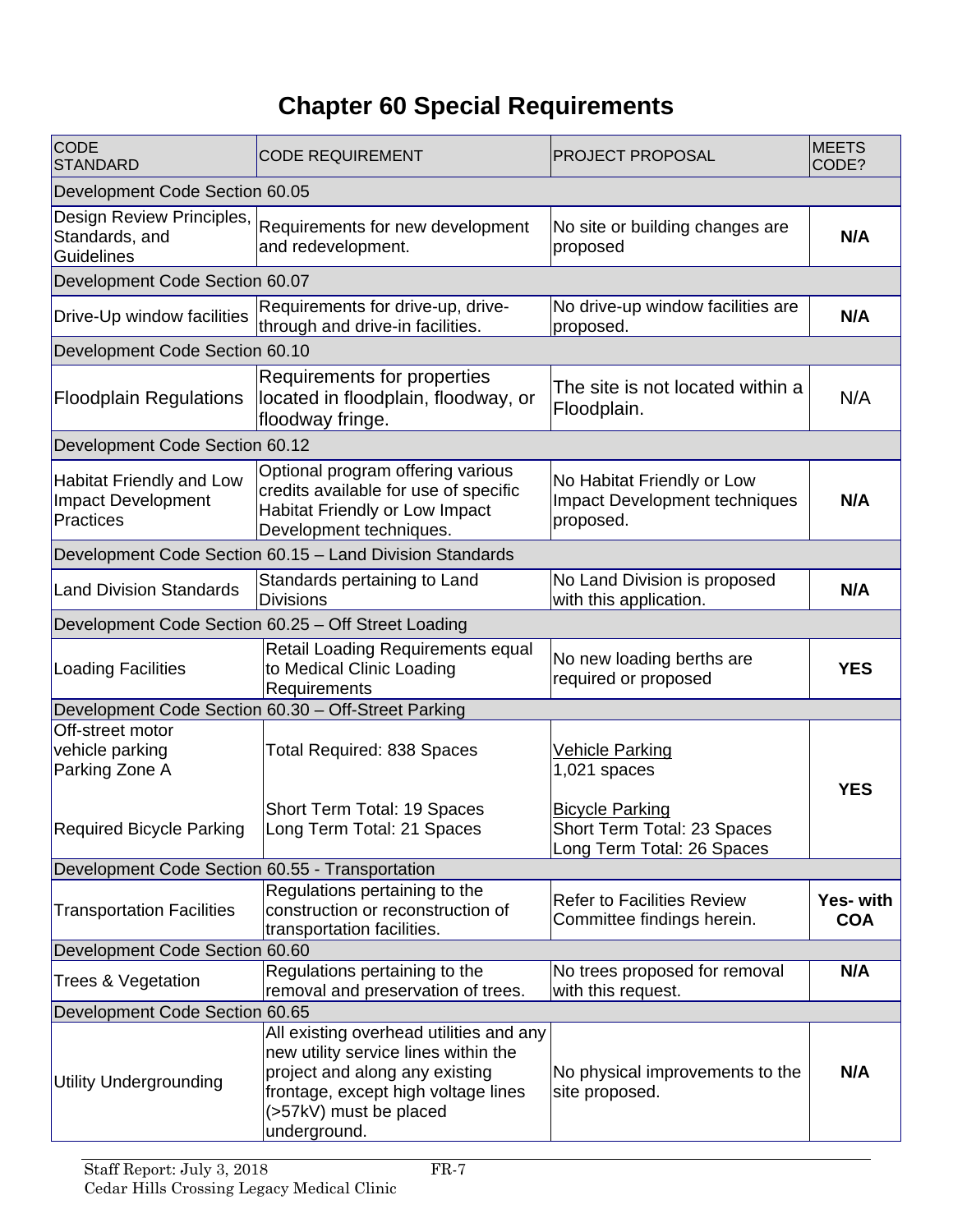# Chapter 60 Special Requirements

| CODE STANDARD | CODE REQUIREMENT | PROJECT PROPOSAL | MEETS CODE? |
|---|---|---|---|
| Development Code Section 60.05 | | | |
| Design Review Principles, Standards, and Guidelines | Requirements for new development and redevelopment. | No site or building changes are proposed | **N/A** |
| Development Code Section 60.07 | | | |
| Drive-Up window facilities | Requirements for drive-up, drive-through and drive-in facilities. | No drive-up window facilities are proposed. | **N/A** |
| Development Code Section 60.10 | | | |
| Floodplain Regulations | Requirements for properties located in floodplain, floodway, or floodway fringe. | The site is not located within a Floodplain. | N/A |
| Development Code Section 60.12 | | | |
| Habitat Friendly and Low Impact Development Practices | Optional program offering various credits available for use of specific Habitat Friendly or Low Impact Development techniques. | No Habitat Friendly or Low Impact Development techniques proposed. | **N/A** |
| Development Code Section 60.15 – Land Division Standards | | | |
| Land Division Standards | Standards pertaining to Land Divisions | No Land Division is proposed with this application. | **N/A** |
| Development Code Section 60.25 – Off Street Loading | | | |
| Loading Facilities | Retail Loading Requirements equal to Medical Clinic Loading Requirements | No new loading berths are required or proposed | **YES** |
| Development Code Section 60.30 – Off-Street Parking | | | |
| Off-street motor vehicle parking Parking Zone A<br><br>Required Bicycle Parking | Total Required: 838 Spaces<br><br>Short Term Total: 19 Spaces<br>Long Term Total: 21 Spaces | Vehicle Parking<br>1,021 spaces<br><br>Bicycle Parking<br>Short Term Total: 23 Spaces<br>Long Term Total: 26 Spaces | **YES** |
| Development Code Section 60.55 - Transportation | | | |
| Transportation Facilities | Regulations pertaining to the construction or reconstruction of transportation facilities. | Refer to Facilities Review Committee findings herein. | **Yes- with COA** |
| Development Code Section 60.60 | | | |
| Trees & Vegetation | Regulations pertaining to the removal and preservation of trees. | No trees proposed for removal with this request. | **N/A** |
| Development Code Section 60.65 | | | |
| Utility Undergrounding | All existing overhead utilities and any new utility service lines within the project and along any existing frontage, except high voltage lines (>57kV) must be placed underground. | No physical improvements to the site proposed. | **N/A** |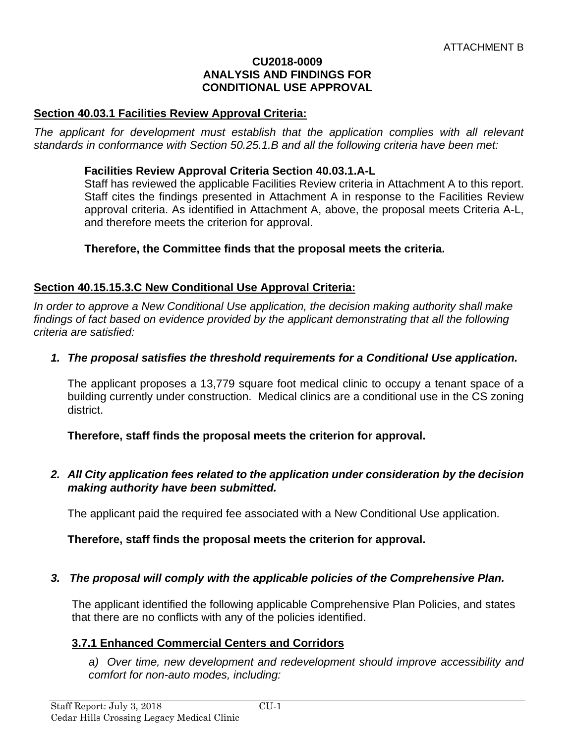ATTACHMENT B

**CU2018-0009**
**ANALYSIS AND FINDINGS FOR**
**CONDITIONAL USE APPROVAL**

**Section 40.03.1 Facilities Review Approval Criteria:**

*The applicant for development must establish that the application complies with all relevant standards in conformance with Section 50.25.1.B and all the following criteria have been met:*

**Facilities Review Approval Criteria Section 40.03.1.A-L**
Staff has reviewed the applicable Facilities Review criteria in Attachment A to this report. Staff cites the findings presented in Attachment A in response to the Facilities Review approval criteria. As identified in Attachment A, above, the proposal meets Criteria A-L, and therefore meets the criterion for approval.

**Therefore, the Committee finds that the proposal meets the criteria.**

**Section 40.15.15.3.C New Conditional Use Approval Criteria:**

*In order to approve a New Conditional Use application, the decision making authority shall make findings of fact based on evidence provided by the applicant demonstrating that all the following criteria are satisfied:*

1. ***The proposal satisfies the threshold requirements for a Conditional Use application.***

   The applicant proposes a 13,779 square foot medical clinic to occupy a tenant space of a building currently under construction. Medical clinics are a conditional use in the CS zoning district.

   **Therefore, staff finds the proposal meets the criterion for approval.**

2. ***All City application fees related to the application under consideration by the decision making authority have been submitted.***

   The applicant paid the required fee associated with a New Conditional Use application.

   **Therefore, staff finds the proposal meets the criterion for approval.**

3. ***The proposal will comply with the applicable policies of the Comprehensive Plan.***

   The applicant identified the following applicable Comprehensive Plan Policies, and states that there are no conflicts with any of the policies identified.

   **3.7.1 Enhanced Commercial Centers and Corridors**

   *a) Over time, new development and redevelopment should improve accessibility and comfort for non-auto modes, including:*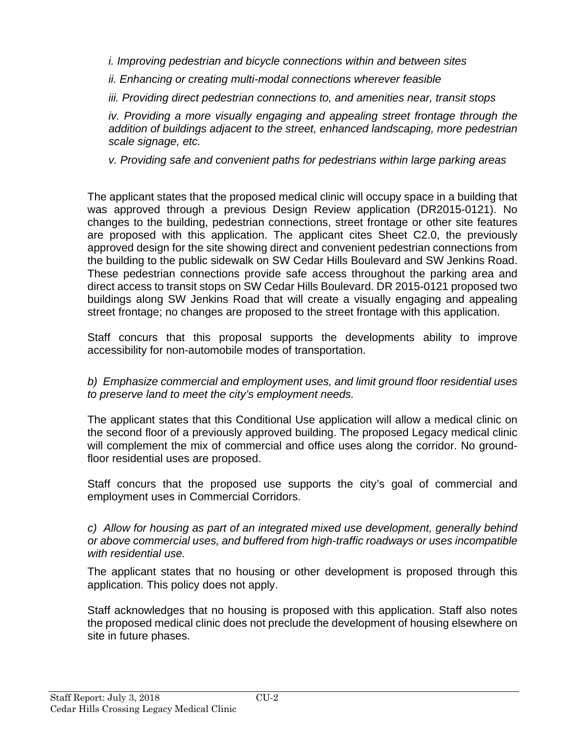*i. Improving pedestrian and bicycle connections within and between sites*

*ii. Enhancing or creating multi-modal connections wherever feasible*

*iii. Providing direct pedestrian connections to, and amenities near, transit stops*

*iv. Providing a more visually engaging and appealing street frontage through the addition of buildings adjacent to the street, enhanced landscaping, more pedestrian scale signage, etc.*

*v. Providing safe and convenient paths for pedestrians within large parking areas*

The applicant states that the proposed medical clinic will occupy space in a building that was approved through a previous Design Review application (DR2015-0121). No changes to the building, pedestrian connections, street frontage or other site features are proposed with this application. The applicant cites Sheet C2.0, the previously approved design for the site showing direct and convenient pedestrian connections from the building to the public sidewalk on SW Cedar Hills Boulevard and SW Jenkins Road. These pedestrian connections provide safe access throughout the parking area and direct access to transit stops on SW Cedar Hills Boulevard. DR 2015-0121 proposed two buildings along SW Jenkins Road that will create a visually engaging and appealing street frontage; no changes are proposed to the street frontage with this application.

Staff concurs that this proposal supports the developments ability to improve accessibility for non-automobile modes of transportation.

*b) Emphasize commercial and employment uses, and limit ground floor residential uses to preserve land to meet the city's employment needs.*

The applicant states that this Conditional Use application will allow a medical clinic on the second floor of a previously approved building. The proposed Legacy medical clinic will complement the mix of commercial and office uses along the corridor. No ground-floor residential uses are proposed.

Staff concurs that the proposed use supports the city's goal of commercial and employment uses in Commercial Corridors.

*c) Allow for housing as part of an integrated mixed use development, generally behind or above commercial uses, and buffered from high-traffic roadways or uses incompatible with residential use.*

The applicant states that no housing or other development is proposed through this application. This policy does not apply.

Staff acknowledges that no housing is proposed with this application. Staff also notes the proposed medical clinic does not preclude the development of housing elsewhere on site in future phases.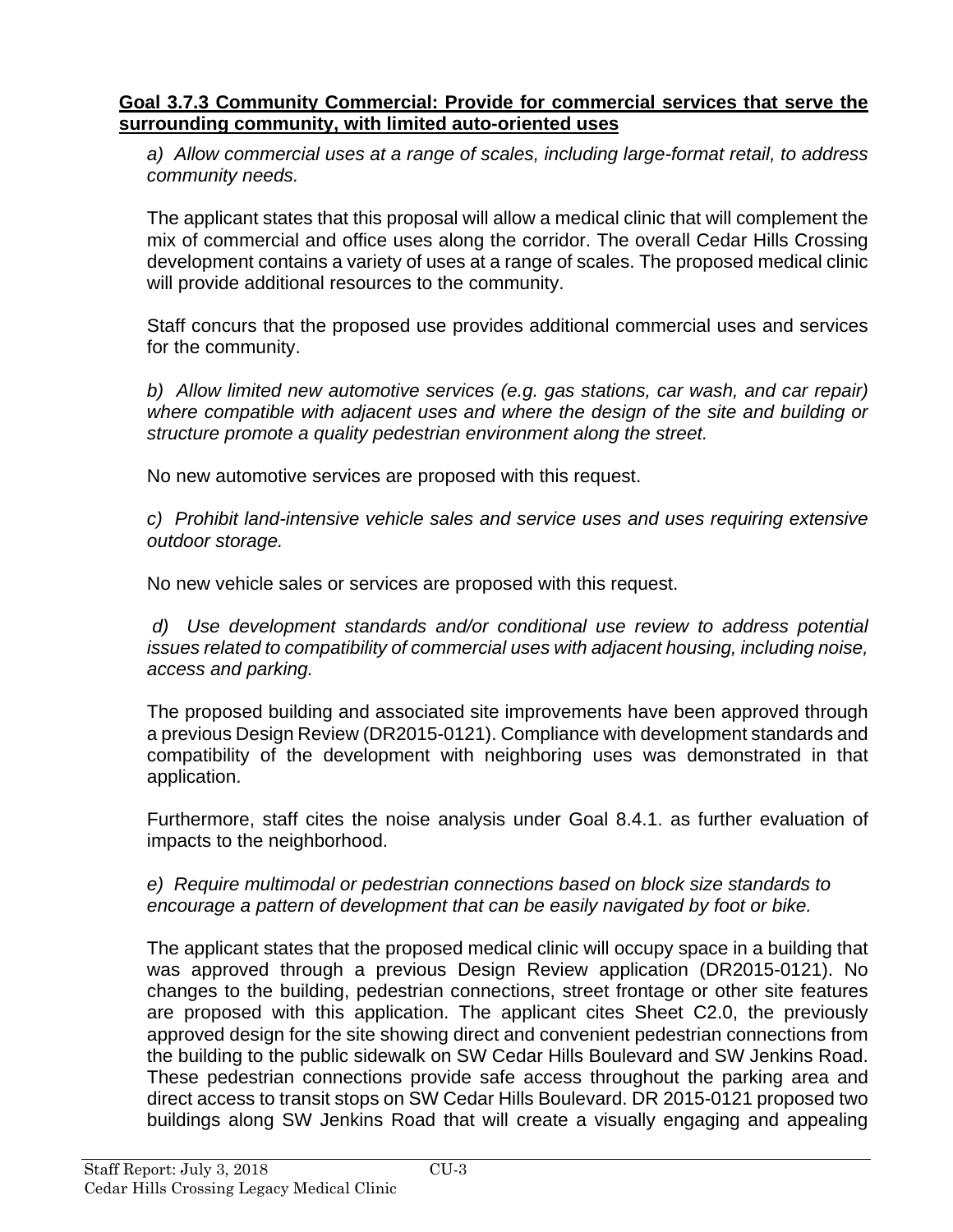**Goal 3.7.3 Community Commercial: Provide for commercial services that serve the surrounding community, with limited auto-oriented uses**

*a) Allow commercial uses at a range of scales, including large-format retail, to address community needs.*

The applicant states that this proposal will allow a medical clinic that will complement the mix of commercial and office uses along the corridor. The overall Cedar Hills Crossing development contains a variety of uses at a range of scales. The proposed medical clinic will provide additional resources to the community.

Staff concurs that the proposed use provides additional commercial uses and services for the community.

*b) Allow limited new automotive services (e.g. gas stations, car wash, and car repair) where compatible with adjacent uses and where the design of the site and building or structure promote a quality pedestrian environment along the street.*

No new automotive services are proposed with this request.

*c) Prohibit land-intensive vehicle sales and service uses and uses requiring extensive outdoor storage.*

No new vehicle sales or services are proposed with this request.

*d) Use development standards and/or conditional use review to address potential issues related to compatibility of commercial uses with adjacent housing, including noise, access and parking.*

The proposed building and associated site improvements have been approved through a previous Design Review (DR2015-0121). Compliance with development standards and compatibility of the development with neighboring uses was demonstrated in that application.

Furthermore, staff cites the noise analysis under Goal 8.4.1. as further evaluation of impacts to the neighborhood.

*e) Require multimodal or pedestrian connections based on block size standards to encourage a pattern of development that can be easily navigated by foot or bike.*

The applicant states that the proposed medical clinic will occupy space in a building that was approved through a previous Design Review application (DR2015-0121). No changes to the building, pedestrian connections, street frontage or other site features are proposed with this application. The applicant cites Sheet C2.0, the previously approved design for the site showing direct and convenient pedestrian connections from the building to the public sidewalk on SW Cedar Hills Boulevard and SW Jenkins Road. These pedestrian connections provide safe access throughout the parking area and direct access to transit stops on SW Cedar Hills Boulevard. DR 2015-0121 proposed two buildings along SW Jenkins Road that will create a visually engaging and appealing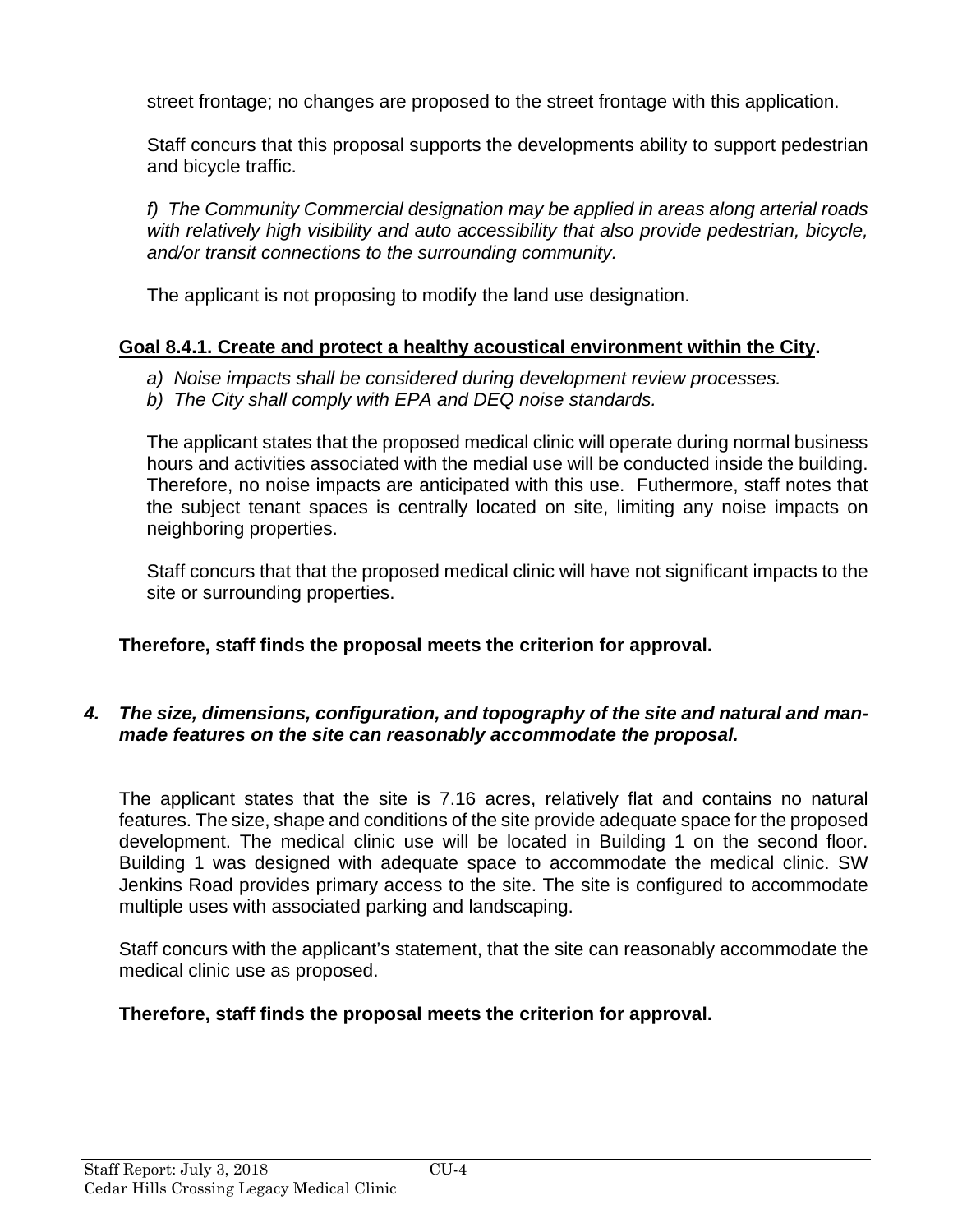street frontage; no changes are proposed to the street frontage with this application.

Staff concurs that this proposal supports the developments ability to support pedestrian and bicycle traffic.

*f) The Community Commercial designation may be applied in areas along arterial roads with relatively high visibility and auto accessibility that also provide pedestrian, bicycle, and/or transit connections to the surrounding community.*

The applicant is not proposing to modify the land use designation.

**Goal 8.4.1. Create and protect a healthy acoustical environment within the City.**

*a) Noise impacts shall be considered during development review processes.*
*b) The City shall comply with EPA and DEQ noise standards.*

The applicant states that the proposed medical clinic will operate during normal business hours and activities associated with the medial use will be conducted inside the building. Therefore, no noise impacts are anticipated with this use. Futhermore, staff notes that the subject tenant spaces is centrally located on site, limiting any noise impacts on neighboring properties.

Staff concurs that that the proposed medical clinic will have not significant impacts to the site or surrounding properties.

**Therefore, staff finds the proposal meets the criterion for approval.**

***4. The size, dimensions, configuration, and topography of the site and natural and man-made features on the site can reasonably accommodate the proposal.***

The applicant states that the site is 7.16 acres, relatively flat and contains no natural features. The size, shape and conditions of the site provide adequate space for the proposed development. The medical clinic use will be located in Building 1 on the second floor. Building 1 was designed with adequate space to accommodate the medical clinic. SW Jenkins Road provides primary access to the site. The site is configured to accommodate multiple uses with associated parking and landscaping.

Staff concurs with the applicant's statement, that the site can reasonably accommodate the medical clinic use as proposed.

**Therefore, staff finds the proposal meets the criterion for approval.**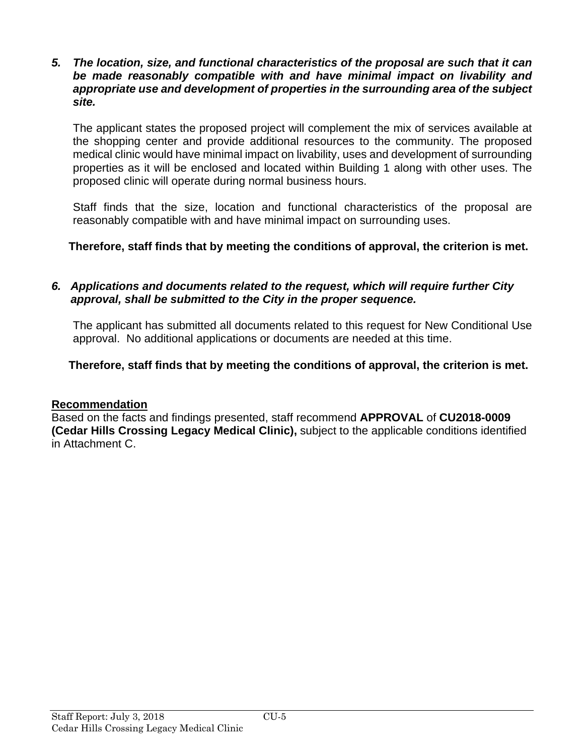5. ***The location, size, and functional characteristics of the proposal are such that it can be made reasonably compatible with and have minimal impact on livability and appropriate use and development of properties in the surrounding area of the subject site.***

   The applicant states the proposed project will complement the mix of services available at the shopping center and provide additional resources to the community. The proposed medical clinic would have minimal impact on livability, uses and development of surrounding properties as it will be enclosed and located within Building 1 along with other uses. The proposed clinic will operate during normal business hours.

   Staff finds that the size, location and functional characteristics of the proposal are reasonably compatible with and have minimal impact on surrounding uses.

   **Therefore, staff finds that by meeting the conditions of approval, the criterion is met.**

6. ***Applications and documents related to the request, which will require further City approval, shall be submitted to the City in the proper sequence.***

   The applicant has submitted all documents related to this request for New Conditional Use approval. No additional applications or documents are needed at this time.

   **Therefore, staff finds that by meeting the conditions of approval, the criterion is met.**

**Recommendation**

Based on the facts and findings presented, staff recommend **APPROVAL** of **CU2018-0009 (Cedar Hills Crossing Legacy Medical Clinic),** subject to the applicable conditions identified in Attachment C.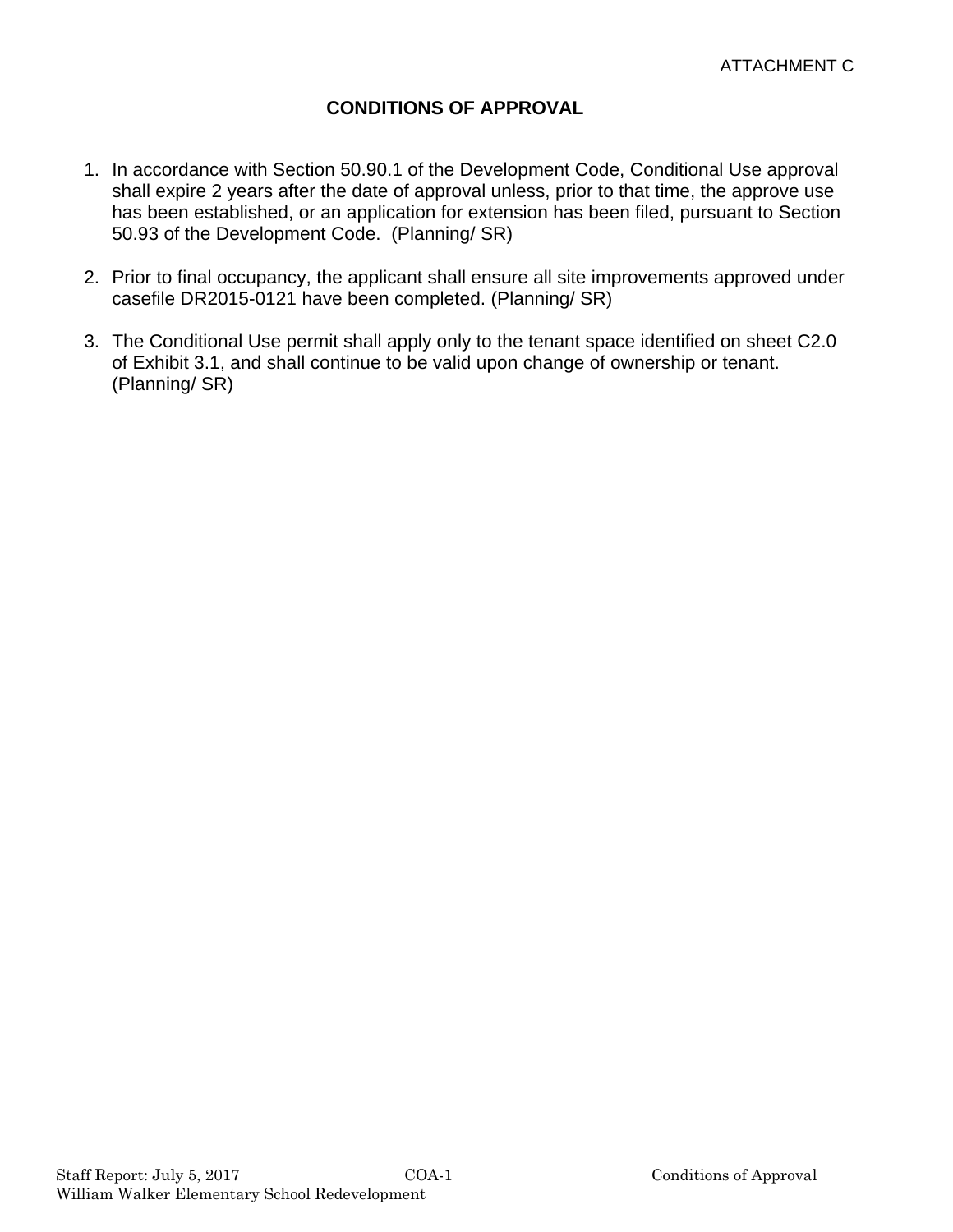ATTACHMENT C

## CONDITIONS OF APPROVAL

1. In accordance with Section 50.90.1 of the Development Code, Conditional Use approval shall expire 2 years after the date of approval unless, prior to that time, the approve use has been established, or an application for extension has been filed, pursuant to Section 50.93 of the Development Code. (Planning/ SR)

2. Prior to final occupancy, the applicant shall ensure all site improvements approved under casefile DR2015-0121 have been completed. (Planning/ SR)

3. The Conditional Use permit shall apply only to the tenant space identified on sheet C2.0 of Exhibit 3.1, and shall continue to be valid upon change of ownership or tenant. (Planning/ SR)